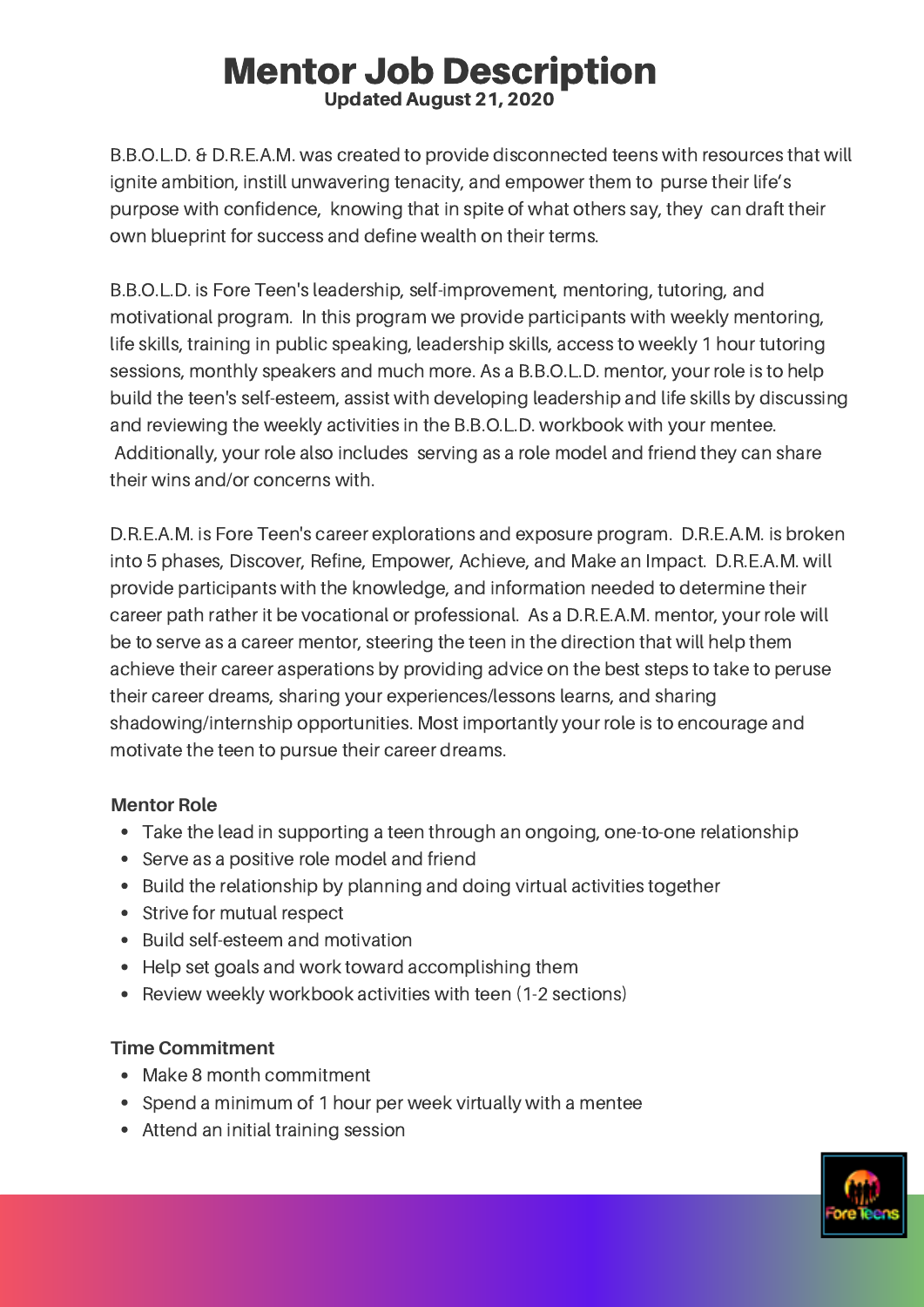# Mentor Job Description

**Updated August 21, 2020**

B.B.O.L.D. & D.R.E.A.M. was created to provide disconnected teens with resources that will ignite ambition, instill unwavering tenacity, and empower them to purse their life's purpose with confidence, knowing that in spite of what others say, they can draft their own blueprint for success and define wealth on their terms.

B.B.O.L.D. is Fore Teen's leadership, self-improvement, mentoring, tutoring, and motivational program. In this program we provide participants with weekly mentoring, life skills, training in public speaking, leadership skills, access to weekly 1 hour tutoring sessions, monthly speakers and much more. As a B.B.O.L.D. mentor, your role is to help build the teen's self-esteem, assist with developing leadership and life skills by discussing and reviewing the weekly activities in the B.B.O.L.D. workbook with your mentee. Additionally, your role also includes serving as a role model and friend they can share their wins and/or concerns with.

D.R.E.A.M. is Fore Teen's career explorations and exposure program. D.R.E.A.M. is broken into 5 phases, Discover, Refine, Empower, Achieve, and Make an Impact. D.R.E.A.M. will provide participants with the knowledge, and information needed to determine their career path rather it be vocational or professional. As a D.R.E.A.M. mentor, your role will be to serve as a career mentor, steering the teen in the direction that will help them achieve their career asperations by providing advice on the best steps to take to peruse their career dreams, sharing your experiences/lessons learns, and sharing shadowing/internship opportunities. Most importantly your role is to encourage and motivate the teen to pursue their career dreams.

### Mentor Role

- Take the lead in supporting a teen through an ongoing, one-to-one relationship
- Serve as a positive role model and friend
- Build the relationship by planning and doing virtual activities together
- Strive for mutual respect
- Build self-esteem and motivation
- Help set goals and work toward accomplishing them
- Review weekly workbook activities with teen (1-2 sections)

### Time Commitment

- Make 8 month commitment
- Spend a minimum of 1 hour per week virtually with a mentee
- Attend an initial training session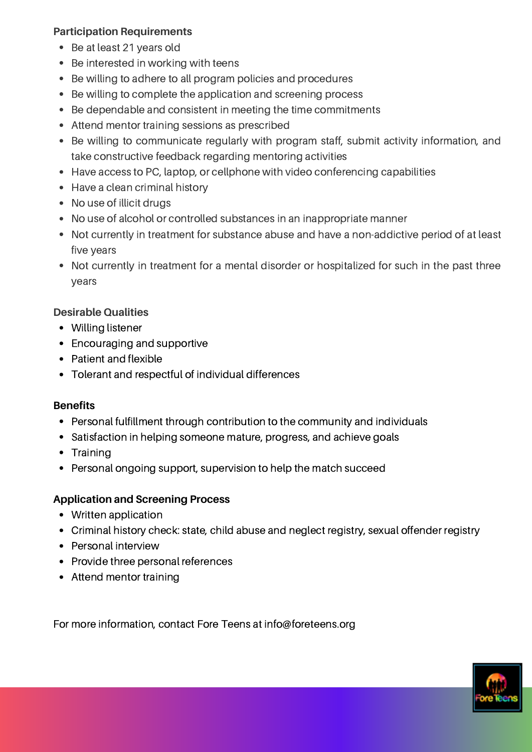**Participation Requirements**

- Be at least 21 years old
- Be interested in working with teens
- Be willing to adhere to all program policies and procedures
- Be willing to complete the application and screening process
- Be dependable and consistent in meeting the time commitments
- Attend mentor training sessions as prescribed
- Be willing to communicate regularly with program staff, submit activity information, and take constructive feedback regarding mentoring activities
- Have access to PC, laptop, or cellphone with video conferencing capabilities
- Have a clean criminal history
- No use of illicit drugs
- No use of alcohol or controlled substances in an inappropriate manner
- Not currently in treatment for substance abuse and have a non-addictive period of at least five years
- Not currently in treatment for a mental disorder or hospitalized for such in the past three years

**Desirable Qualities**

- Willing listener
- Encouraging and supportive
- Patient and flexible
- Tolerant and respectful of individual differences

**Benefits**

- Personal fulfillment through contribution to the community and individuals
- Satisfaction in helping someone mature, progress, and achieve goals
- Training
- Personal ongoing support, supervision to help the match succeed

**Application and Screening Process**

- Written application
- Criminal history check: state, child abuse and neglect registry, sexual offender registry
- Personal interview
- Provide three personal references
- Attend mentor training

For more information, contact Fore Teens at info@foreteens.org